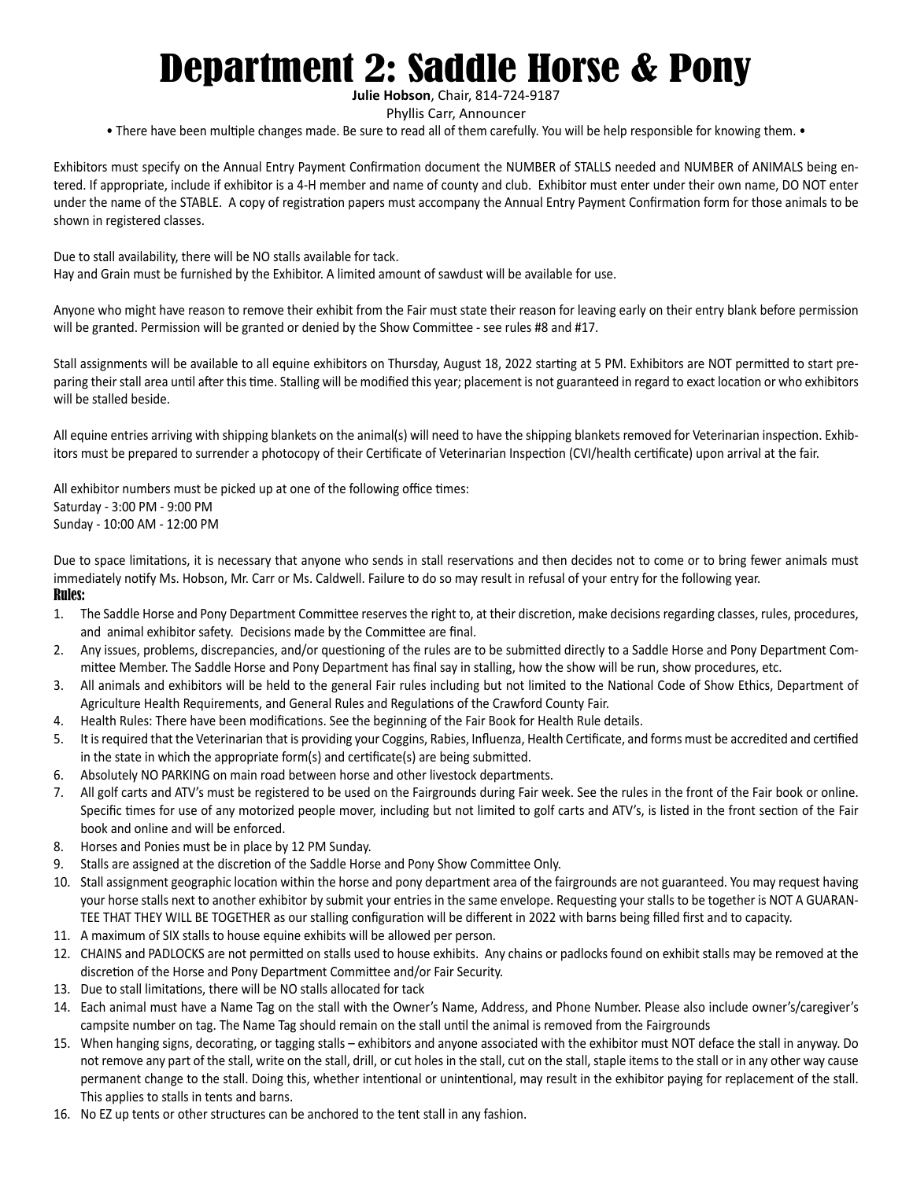# Department 2: Saddle Horse & Pony

**Julie Hobson**, Chair, 814-724-9187

Phyllis Carr, Announcer

• There have been multiple changes made. Be sure to read all of them carefully. You will be help responsible for knowing them. •

Exhibitors must specify on the Annual Entry Payment Confirmation document the NUMBER of STALLS needed and NUMBER of ANIMALS being entered. If appropriate, include if exhibitor is a 4-H member and name of county and club. Exhibitor must enter under their own name, DO NOT enter under the name of the STABLE. A copy of registration papers must accompany the Annual Entry Payment Confirmation form for those animals to be shown in registered classes.

Due to stall availability, there will be NO stalls available for tack.
Hay and Grain must be furnished by the Exhibitor. A limited amount of sawdust will be available for use.

Anyone who might have reason to remove their exhibit from the Fair must state their reason for leaving early on their entry blank before permission will be granted. Permission will be granted or denied by the Show Committee - see rules #8 and #17.

Stall assignments will be available to all equine exhibitors on Thursday, August 18, 2022 starting at 5 PM. Exhibitors are NOT permitted to start preparing their stall area until after this time. Stalling will be modified this year; placement is not guaranteed in regard to exact location or who exhibitors will be stalled beside.

All equine entries arriving with shipping blankets on the animal(s) will need to have the shipping blankets removed for Veterinarian inspection. Exhibitors must be prepared to surrender a photocopy of their Certificate of Veterinarian Inspection (CVI/health certificate) upon arrival at the fair.

All exhibitor numbers must be picked up at one of the following office times:
Saturday - 3:00 PM - 9:00 PM
Sunday - 10:00 AM - 12:00 PM

Due to space limitations, it is necessary that anyone who sends in stall reservations and then decides not to come or to bring fewer animals must immediately notify Ms. Hobson, Mr. Carr or Ms. Caldwell. Failure to do so may result in refusal of your entry for the following year.

## Rules:

1. The Saddle Horse and Pony Department Committee reserves the right to, at their discretion, make decisions regarding classes, rules, procedures, and animal exhibitor safety. Decisions made by the Committee are final.
2. Any issues, problems, discrepancies, and/or questioning of the rules are to be submitted directly to a Saddle Horse and Pony Department Committee Member. The Saddle Horse and Pony Department has final say in stalling, how the show will be run, show procedures, etc.
3. All animals and exhibitors will be held to the general Fair rules including but not limited to the National Code of Show Ethics, Department of Agriculture Health Requirements, and General Rules and Regulations of the Crawford County Fair.
4. Health Rules: There have been modifications. See the beginning of the Fair Book for Health Rule details.
5. It is required that the Veterinarian that is providing your Coggins, Rabies, Influenza, Health Certificate, and forms must be accredited and certified in the state in which the appropriate form(s) and certificate(s) are being submitted.
6. Absolutely NO PARKING on main road between horse and other livestock departments.
7. All golf carts and ATV's must be registered to be used on the Fairgrounds during Fair week. See the rules in the front of the Fair book or online. Specific times for use of any motorized people mover, including but not limited to golf carts and ATV's, is listed in the front section of the Fair book and online and will be enforced.
8. Horses and Ponies must be in place by 12 PM Sunday.
9. Stalls are assigned at the discretion of the Saddle Horse and Pony Show Committee Only.
10. Stall assignment geographic location within the horse and pony department area of the fairgrounds are not guaranteed. You may request having your horse stalls next to another exhibitor by submit your entries in the same envelope. Requesting your stalls to be together is NOT A GUARANTEE THAT THEY WILL BE TOGETHER as our stalling configuration will be different in 2022 with barns being filled first and to capacity.
11. A maximum of SIX stalls to house equine exhibits will be allowed per person.
12. CHAINS and PADLOCKS are not permitted on stalls used to house exhibits. Any chains or padlocks found on exhibit stalls may be removed at the discretion of the Horse and Pony Department Committee and/or Fair Security.
13. Due to stall limitations, there will be NO stalls allocated for tack
14. Each animal must have a Name Tag on the stall with the Owner's Name, Address, and Phone Number. Please also include owner's/caregiver's campsite number on tag. The Name Tag should remain on the stall until the animal is removed from the Fairgrounds
15. When hanging signs, decorating, or tagging stalls – exhibitors and anyone associated with the exhibitor must NOT deface the stall in anyway. Do not remove any part of the stall, write on the stall, drill, or cut holes in the stall, cut on the stall, staple items to the stall or in any other way cause permanent change to the stall. Doing this, whether intentional or unintentional, may result in the exhibitor paying for replacement of the stall. This applies to stalls in tents and barns.
16. No EZ up tents or other structures can be anchored to the tent stall in any fashion.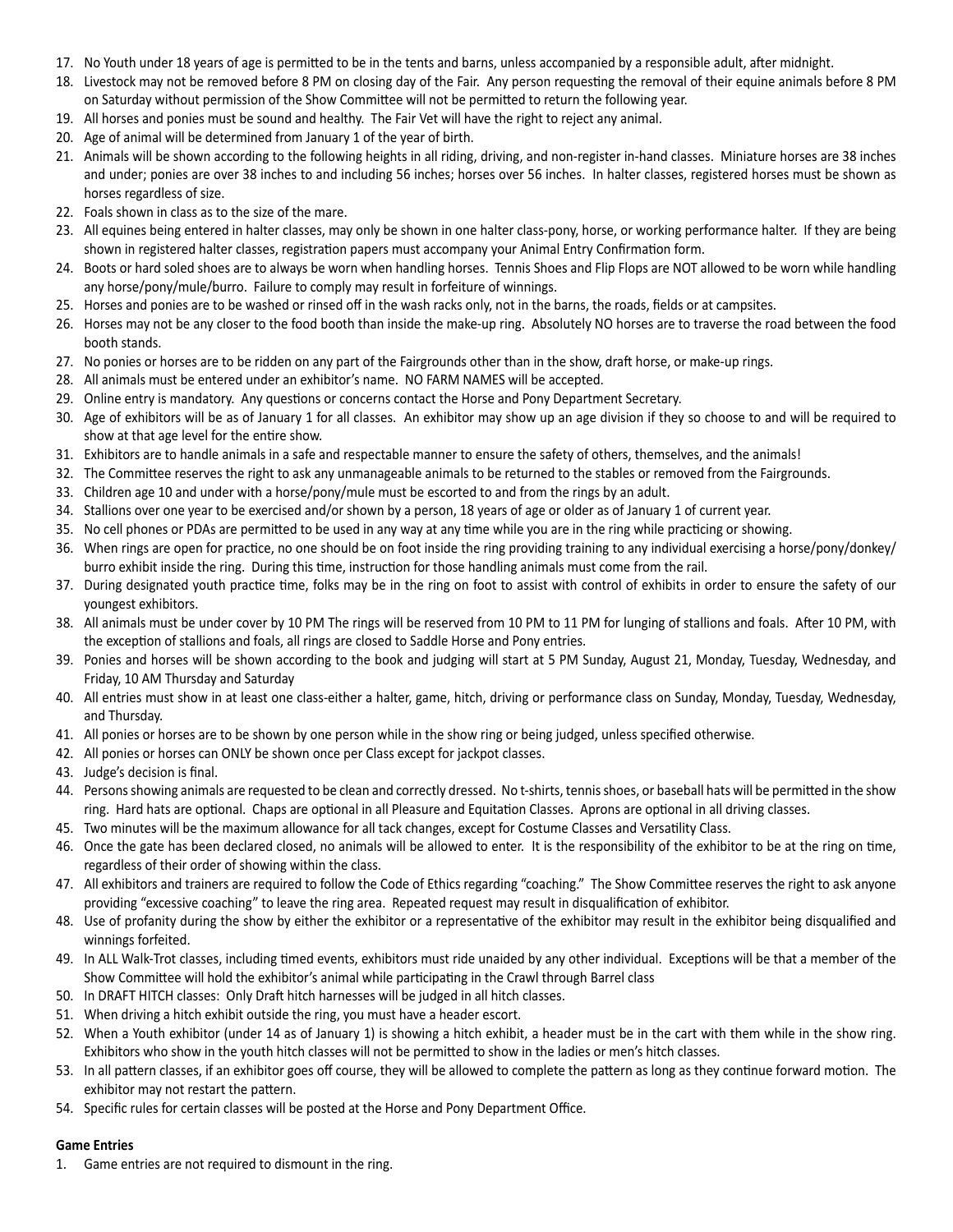17. No Youth under 18 years of age is permitted to be in the tents and barns, unless accompanied by a responsible adult, after midnight.
18. Livestock may not be removed before 8 PM on closing day of the Fair. Any person requesting the removal of their equine animals before 8 PM on Saturday without permission of the Show Committee will not be permitted to return the following year.
19. All horses and ponies must be sound and healthy. The Fair Vet will have the right to reject any animal.
20. Age of animal will be determined from January 1 of the year of birth.
21. Animals will be shown according to the following heights in all riding, driving, and non-register in-hand classes. Miniature horses are 38 inches and under; ponies are over 38 inches to and including 56 inches; horses over 56 inches. In halter classes, registered horses must be shown as horses regardless of size.
22. Foals shown in class as to the size of the mare.
23. All equines being entered in halter classes, may only be shown in one halter class-pony, horse, or working performance halter. If they are being shown in registered halter classes, registration papers must accompany your Animal Entry Confirmation form.
24. Boots or hard soled shoes are to always be worn when handling horses. Tennis Shoes and Flip Flops are NOT allowed to be worn while handling any horse/pony/mule/burro. Failure to comply may result in forfeiture of winnings.
25. Horses and ponies are to be washed or rinsed off in the wash racks only, not in the barns, the roads, fields or at campsites.
26. Horses may not be any closer to the food booth than inside the make-up ring. Absolutely NO horses are to traverse the road between the food booth stands.
27. No ponies or horses are to be ridden on any part of the Fairgrounds other than in the show, draft horse, or make-up rings.
28. All animals must be entered under an exhibitor's name. NO FARM NAMES will be accepted.
29. Online entry is mandatory. Any questions or concerns contact the Horse and Pony Department Secretary.
30. Age of exhibitors will be as of January 1 for all classes. An exhibitor may show up an age division if they so choose to and will be required to show at that age level for the entire show.
31. Exhibitors are to handle animals in a safe and respectable manner to ensure the safety of others, themselves, and the animals!
32. The Committee reserves the right to ask any unmanageable animals to be returned to the stables or removed from the Fairgrounds.
33. Children age 10 and under with a horse/pony/mule must be escorted to and from the rings by an adult.
34. Stallions over one year to be exercised and/or shown by a person, 18 years of age or older as of January 1 of current year.
35. No cell phones or PDAs are permitted to be used in any way at any time while you are in the ring while practicing or showing.
36. When rings are open for practice, no one should be on foot inside the ring providing training to any individual exercising a horse/pony/donkey/burro exhibit inside the ring. During this time, instruction for those handling animals must come from the rail.
37. During designated youth practice time, folks may be in the ring on foot to assist with control of exhibits in order to ensure the safety of our youngest exhibitors.
38. All animals must be under cover by 10 PM The rings will be reserved from 10 PM to 11 PM for lunging of stallions and foals. After 10 PM, with the exception of stallions and foals, all rings are closed to Saddle Horse and Pony entries.
39. Ponies and horses will be shown according to the book and judging will start at 5 PM Sunday, August 21, Monday, Tuesday, Wednesday, and Friday, 10 AM Thursday and Saturday
40. All entries must show in at least one class-either a halter, game, hitch, driving or performance class on Sunday, Monday, Tuesday, Wednesday, and Thursday.
41. All ponies or horses are to be shown by one person while in the show ring or being judged, unless specified otherwise.
42. All ponies or horses can ONLY be shown once per Class except for jackpot classes.
43. Judge's decision is final.
44. Persons showing animals are requested to be clean and correctly dressed. No t-shirts, tennis shoes, or baseball hats will be permitted in the show ring. Hard hats are optional. Chaps are optional in all Pleasure and Equitation Classes. Aprons are optional in all driving classes.
45. Two minutes will be the maximum allowance for all tack changes, except for Costume Classes and Versatility Class.
46. Once the gate has been declared closed, no animals will be allowed to enter. It is the responsibility of the exhibitor to be at the ring on time, regardless of their order of showing within the class.
47. All exhibitors and trainers are required to follow the Code of Ethics regarding "coaching." The Show Committee reserves the right to ask anyone providing "excessive coaching" to leave the ring area. Repeated request may result in disqualification of exhibitor.
48. Use of profanity during the show by either the exhibitor or a representative of the exhibitor may result in the exhibitor being disqualified and winnings forfeited.
49. In ALL Walk-Trot classes, including timed events, exhibitors must ride unaided by any other individual. Exceptions will be that a member of the Show Committee will hold the exhibitor's animal while participating in the Crawl through Barrel class
50. In DRAFT HITCH classes: Only Draft hitch harnesses will be judged in all hitch classes.
51. When driving a hitch exhibit outside the ring, you must have a header escort.
52. When a Youth exhibitor (under 14 as of January 1) is showing a hitch exhibit, a header must be in the cart with them while in the show ring. Exhibitors who show in the youth hitch classes will not be permitted to show in the ladies or men's hitch classes.
53. In all pattern classes, if an exhibitor goes off course, they will be allowed to complete the pattern as long as they continue forward motion. The exhibitor may not restart the pattern.
54. Specific rules for certain classes will be posted at the Horse and Pony Department Office.

**Game Entries**

1. Game entries are not required to dismount in the ring.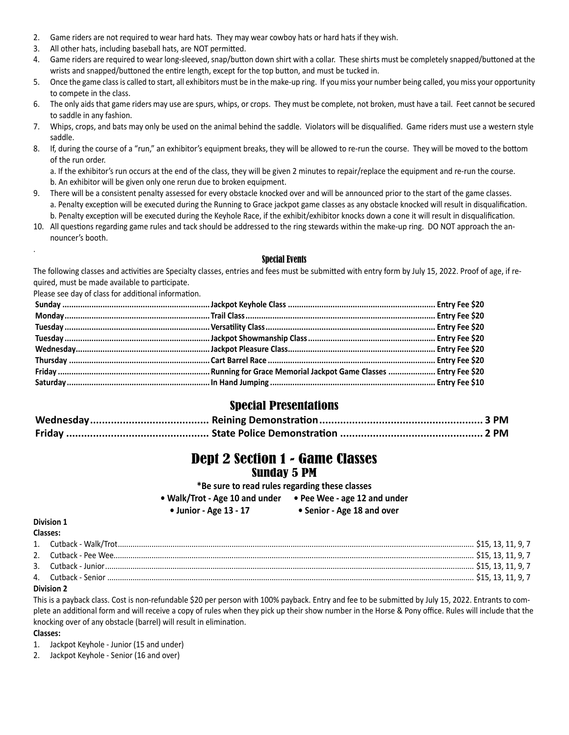2. Game riders are not required to wear hard hats. They may wear cowboy hats or hard hats if they wish.
3. All other hats, including baseball hats, are NOT permitted.
4. Game riders are required to wear long-sleeved, snap/button down shirt with a collar. These shirts must be completely snapped/buttoned at the wrists and snapped/buttoned the entire length, except for the top button, and must be tucked in.
5. Once the game class is called to start, all exhibitors must be in the make-up ring. If you miss your number being called, you miss your opportunity to compete in the class.
6. The only aids that game riders may use are spurs, whips, or crops. They must be complete, not broken, must have a tail. Feet cannot be secured to saddle in any fashion.
7. Whips, crops, and bats may only be used on the animal behind the saddle. Violators will be disqualified. Game riders must use a western style saddle.
8. If, during the course of a "run," an exhibitor's equipment breaks, they will be allowed to re-run the course. They will be moved to the bottom of the run order.
   a. If the exhibitor's run occurs at the end of the class, they will be given 2 minutes to repair/replace the equipment and re-run the course.
   b. An exhibitor will be given only one rerun due to broken equipment.
9. There will be a consistent penalty assessed for every obstacle knocked over and will be announced prior to the start of the game classes.
   a. Penalty exception will be executed during the Running to Grace jackpot game classes as any obstacle knocked will result in disqualification.
   b. Penalty exception will be executed during the Keyhole Race, if the exhibit/exhibitor knocks down a cone it will result in disqualification.
10. All questions regarding game rules and tack should be addressed to the ring stewards within the make-up ring. DO NOT approach the announcer's booth.

### Special Events

The following classes and activities are Specialty classes, entries and fees must be submitted with entry form by July 15, 2022. Proof of age, if required, must be made available to participate.

Please see day of class for additional information.

| Day | Class | Fee |
|---|---|---|
| **Sunday** | **Jackpot Keyhole Class** | **Entry Fee $20** |
| **Monday** | **Trail Class** | **Entry Fee $20** |
| **Tuesday** | **Versatility Class** | **Entry Fee $20** |
| **Tuesday** | **Jackpot Showmanship Class** | **Entry Fee $20** |
| **Wednesday** | **Jackpot Pleasure Class** | **Entry Fee $20** |
| **Thursday** | **Cart Barrel Race** | **Entry Fee $20** |
| **Friday** | **Running for Grace Memorial Jackpot Game Classes** | **Entry Fee $20** |
| **Saturday** | **In Hand Jumping** | **Entry Fee $10** |

## Special Presentations

| Day | Presentation | Time |
|---|---|---|
| **Wednesday** | **Reining Demonstration** | **3 PM** |
| **Friday** | **State Police Demonstration** | **2 PM** |

# Dept 2 Section 1 - Game Classes

## Sunday 5 PM

**\*Be sure to read rules regarding these classes**

- **Walk/Trot - Age 10 and under**
- **Pee Wee - age 12 and under**
- **Junior - Age 13 - 17**
- **Senior - Age 18 and over**

**Division 1**

**Classes:**

1. Cutback - Walk/Trot .......... $15, 13, 11, 9, 7
2. Cutback - Pee Wee .......... $15, 13, 11, 9, 7
3. Cutback - Junior .......... $15, 13, 11, 9, 7
4. Cutback - Senior .......... $15, 13, 11, 9, 7

**Division 2**

This is a payback class. Cost is non-refundable $20 per person with 100% payback. Entry and fee to be submitted by July 15, 2022. Entrants to complete an additional form and will receive a copy of rules when they pick up their show number in the Horse & Pony office. Rules will include that the knocking over of any obstacle (barrel) will result in elimination.

**Classes:**

1. Jackpot Keyhole - Junior (15 and under)
2. Jackpot Keyhole - Senior (16 and over)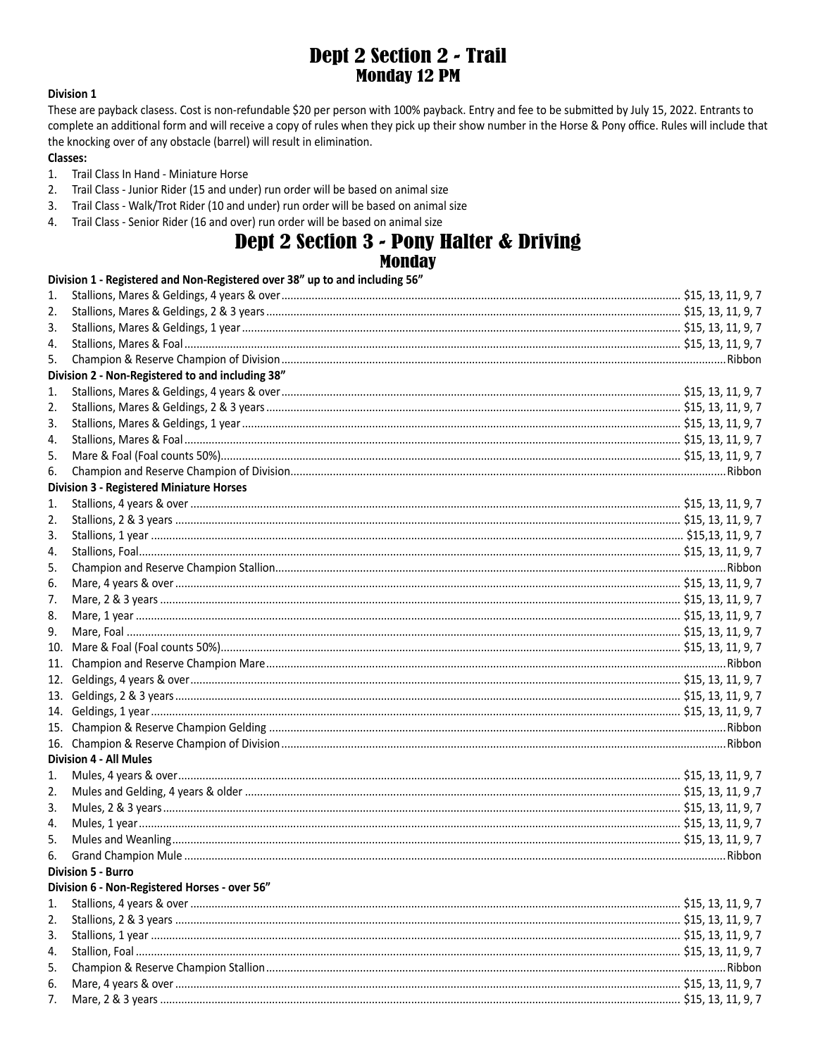# Dept 2 Section 2 - Trail
## Monday 12 PM

**Division 1**

These are payback clasess. Cost is non-refundable $20 per person with 100% payback. Entry and fee to be submitted by July 15, 2022. Entrants to complete an additional form and will receive a copy of rules when they pick up their show number in the Horse & Pony office. Rules will include that the knocking over of any obstacle (barrel) will result in elimination.

**Classes:**

1. Trail Class In Hand - Miniature Horse
2. Trail Class - Junior Rider (15 and under) run order will be based on animal size
3. Trail Class - Walk/Trot Rider (10 and under) run order will be based on animal size
4. Trail Class - Senior Rider (16 and over) run order will be based on animal size

# Dept 2 Section 3 - Pony Halter & Driving
## Monday

**Division 1 - Registered and Non-Registered over 38" up to and including 56"**

1. Stallions, Mares & Geldings, 4 years & over .......... $15, 13, 11, 9, 7
2. Stallions, Mares & Geldings, 2 & 3 years .......... $15, 13, 11, 9, 7
3. Stallions, Mares & Geldings, 1 year .......... $15, 13, 11, 9, 7
4. Stallions, Mares & Foal .......... $15, 13, 11, 9, 7
5. Champion & Reserve Champion of Division .......... Ribbon

**Division 2 - Non-Registered to and including 38"**

1. Stallions, Mares & Geldings, 4 years & over .......... $15, 13, 11, 9, 7
2. Stallions, Mares & Geldings, 2 & 3 years .......... $15, 13, 11, 9, 7
3. Stallions, Mares & Geldings, 1 year .......... $15, 13, 11, 9, 7
4. Stallions, Mares & Foal .......... $15, 13, 11, 9, 7
5. Mare & Foal (Foal counts 50%) .......... $15, 13, 11, 9, 7
6. Champion and Reserve Champion of Division .......... Ribbon

**Division 3 - Registered Miniature Horses**

1. Stallions, 4 years & over .......... $15, 13, 11, 9, 7
2. Stallions, 2 & 3 years .......... $15, 13, 11, 9, 7
3. Stallions, 1 year .......... $15,13, 11, 9, 7
4. Stallions, Foal .......... $15, 13, 11, 9, 7
5. Champion and Reserve Champion Stallion .......... Ribbon
6. Mare, 4 years & over .......... $15, 13, 11, 9, 7
7. Mare, 2 & 3 years .......... $15, 13, 11, 9, 7
8. Mare, 1 year .......... $15, 13, 11, 9, 7
9. Mare, Foal .......... $15, 13, 11, 9, 7
10. Mare & Foal (Foal counts 50%) .......... $15, 13, 11, 9, 7
11. Champion and Reserve Champion Mare .......... Ribbon
12. Geldings, 4 years & over .......... $15, 13, 11, 9, 7
13. Geldings, 2 & 3 years .......... $15, 13, 11, 9, 7
14. Geldings, 1 year .......... $15, 13, 11, 9, 7
15. Champion & Reserve Champion Gelding .......... Ribbon
16. Champion & Reserve Champion of Division .......... Ribbon

**Division 4 - All Mules**

1. Mules, 4 years & over .......... $15, 13, 11, 9, 7
2. Mules and Gelding, 4 years & older .......... $15, 13, 11, 9 ,7
3. Mules, 2 & 3 years .......... $15, 13, 11, 9, 7
4. Mules, 1 year .......... $15, 13, 11, 9, 7
5. Mules and Weanling .......... $15, 13, 11, 9, 7
6. Grand Champion Mule .......... Ribbon

**Division 5 - Burro**

**Division 6 - Non-Registered Horses - over 56"**

1. Stallions, 4 years & over .......... $15, 13, 11, 9, 7
2. Stallions, 2 & 3 years .......... $15, 13, 11, 9, 7
3. Stallions, 1 year .......... $15, 13, 11, 9, 7
4. Stallion, Foal .......... $15, 13, 11, 9, 7
5. Champion & Reserve Champion Stallion .......... Ribbon
6. Mare, 4 years & over .......... $15, 13, 11, 9, 7
7. Mare, 2 & 3 years .......... $15, 13, 11, 9, 7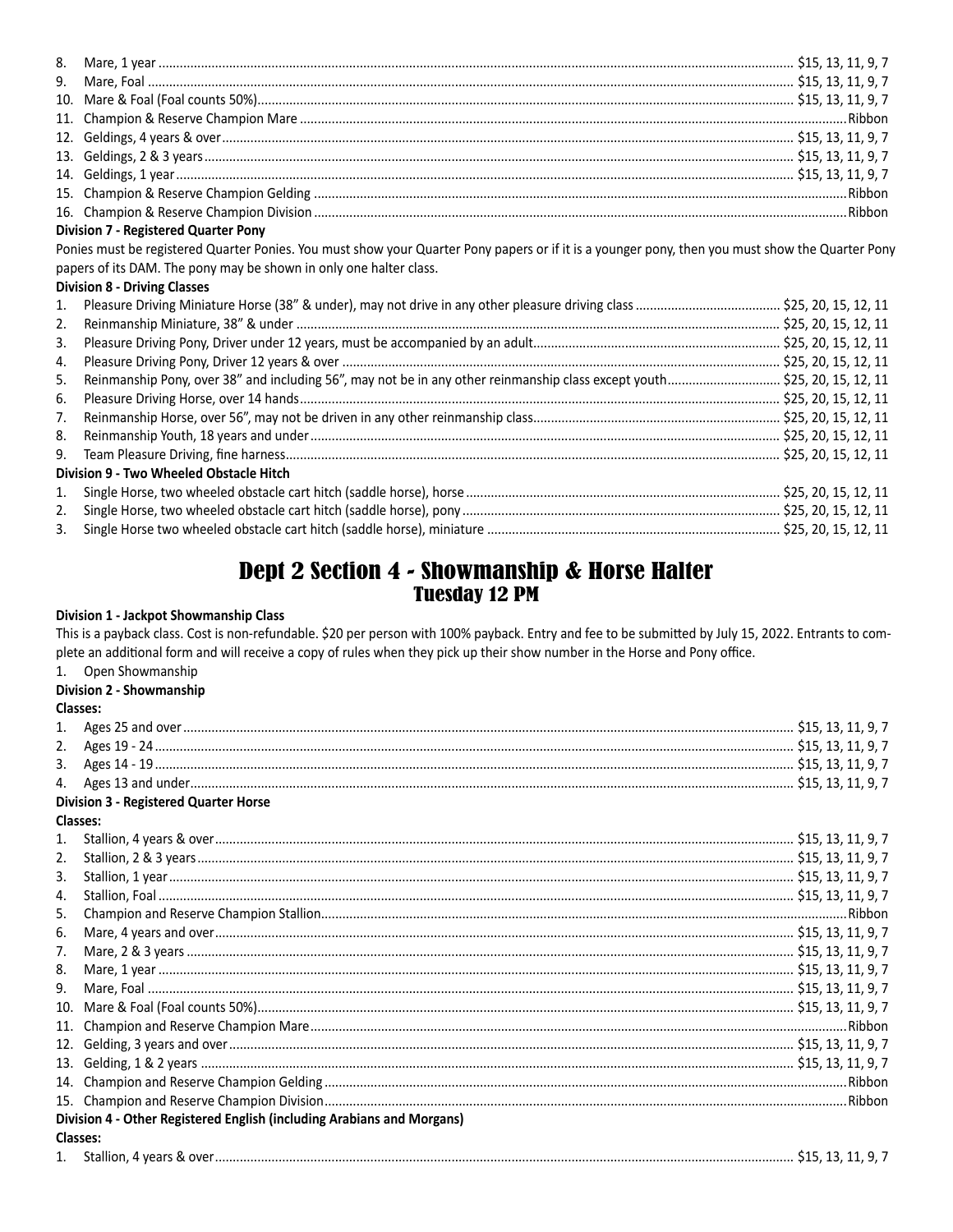8. Mare, 1 year ........................................................ $15, 13, 11, 9, 7
9. Mare, Foal ........................................................ $15, 13, 11, 9, 7
10. Mare & Foal (Foal counts 50%) ........................................................ $15, 13, 11, 9, 7
11. Champion & Reserve Champion Mare ........................................................ Ribbon
12. Geldings, 4 years & over ........................................................ $15, 13, 11, 9, 7
13. Geldings, 2 & 3 years ........................................................ $15, 13, 11, 9, 7
14. Geldings, 1 year ........................................................ $15, 13, 11, 9, 7
15. Champion & Reserve Champion Gelding ........................................................ Ribbon
16. Champion & Reserve Champion Division ........................................................ Ribbon

**Division 7 - Registered Quarter Pony**

Ponies must be registered Quarter Ponies. You must show your Quarter Pony papers or if it is a younger pony, then you must show the Quarter Pony papers of its DAM. The pony may be shown in only one halter class.

**Division 8 - Driving Classes**

1. Pleasure Driving Miniature Horse (38" & under), may not drive in any other pleasure driving class ........................................................ $25, 20, 15, 12, 11
2. Reinmanship Miniature, 38" & under ........................................................ $25, 20, 15, 12, 11
3. Pleasure Driving Pony, Driver under 12 years, must be accompanied by an adult ........................................................ $25, 20, 15, 12, 11
4. Pleasure Driving Pony, Driver 12 years & over ........................................................ $25, 20, 15, 12, 11
5. Reinmanship Pony, over 38" and including 56", may not be in any other reinmanship class except youth ........................................................ $25, 20, 15, 12, 11
6. Pleasure Driving Horse, over 14 hands ........................................................ $25, 20, 15, 12, 11
7. Reinmanship Horse, over 56", may not be driven in any other reinmanship class ........................................................ $25, 20, 15, 12, 11
8. Reinmanship Youth, 18 years and under ........................................................ $25, 20, 15, 12, 11
9. Team Pleasure Driving, fine harness ........................................................ $25, 20, 15, 12, 11

**Division 9 - Two Wheeled Obstacle Hitch**

1. Single Horse, two wheeled obstacle cart hitch (saddle horse), horse ........................................................ $25, 20, 15, 12, 11
2. Single Horse, two wheeled obstacle cart hitch (saddle horse), pony ........................................................ $25, 20, 15, 12, 11
3. Single Horse two wheeled obstacle cart hitch (saddle horse), miniature ........................................................ $25, 20, 15, 12, 11

# Dept 2 Section 4 - Showmanship & Horse Halter

## Tuesday 12 PM

**Division 1 - Jackpot Showmanship Class**

This is a payback class. Cost is non-refundable. $20 per person with 100% payback. Entry and fee to be submitted by July 15, 2022. Entrants to complete an additional form and will receive a copy of rules when they pick up their show number in the Horse and Pony office.

1. Open Showmanship

**Division 2 - Showmanship**

**Classes:**

1. Ages 25 and over ........................................................ $15, 13, 11, 9, 7
2. Ages 19 - 24 ........................................................ $15, 13, 11, 9, 7
3. Ages 14 - 19 ........................................................ $15, 13, 11, 9, 7
4. Ages 13 and under ........................................................ $15, 13, 11, 9, 7

**Division 3 - Registered Quarter Horse**

**Classes:**

1. Stallion, 4 years & over ........................................................ $15, 13, 11, 9, 7
2. Stallion, 2 & 3 years ........................................................ $15, 13, 11, 9, 7
3. Stallion, 1 year ........................................................ $15, 13, 11, 9, 7
4. Stallion, Foal ........................................................ $15, 13, 11, 9, 7
5. Champion and Reserve Champion Stallion ........................................................ Ribbon
6. Mare, 4 years and over ........................................................ $15, 13, 11, 9, 7
7. Mare, 2 & 3 years ........................................................ $15, 13, 11, 9, 7
8. Mare, 1 year ........................................................ $15, 13, 11, 9, 7
9. Mare, Foal ........................................................ $15, 13, 11, 9, 7
10. Mare & Foal (Foal counts 50%) ........................................................ $15, 13, 11, 9, 7
11. Champion and Reserve Champion Mare ........................................................ Ribbon
12. Gelding, 3 years and over ........................................................ $15, 13, 11, 9, 7
13. Gelding, 1 & 2 years ........................................................ $15, 13, 11, 9, 7
14. Champion and Reserve Champion Gelding ........................................................ Ribbon
15. Champion and Reserve Champion Division ........................................................ Ribbon

**Division 4 - Other Registered English (including Arabians and Morgans)**

**Classes:**

1. Stallion, 4 years & over ........................................................ $15, 13, 11, 9, 7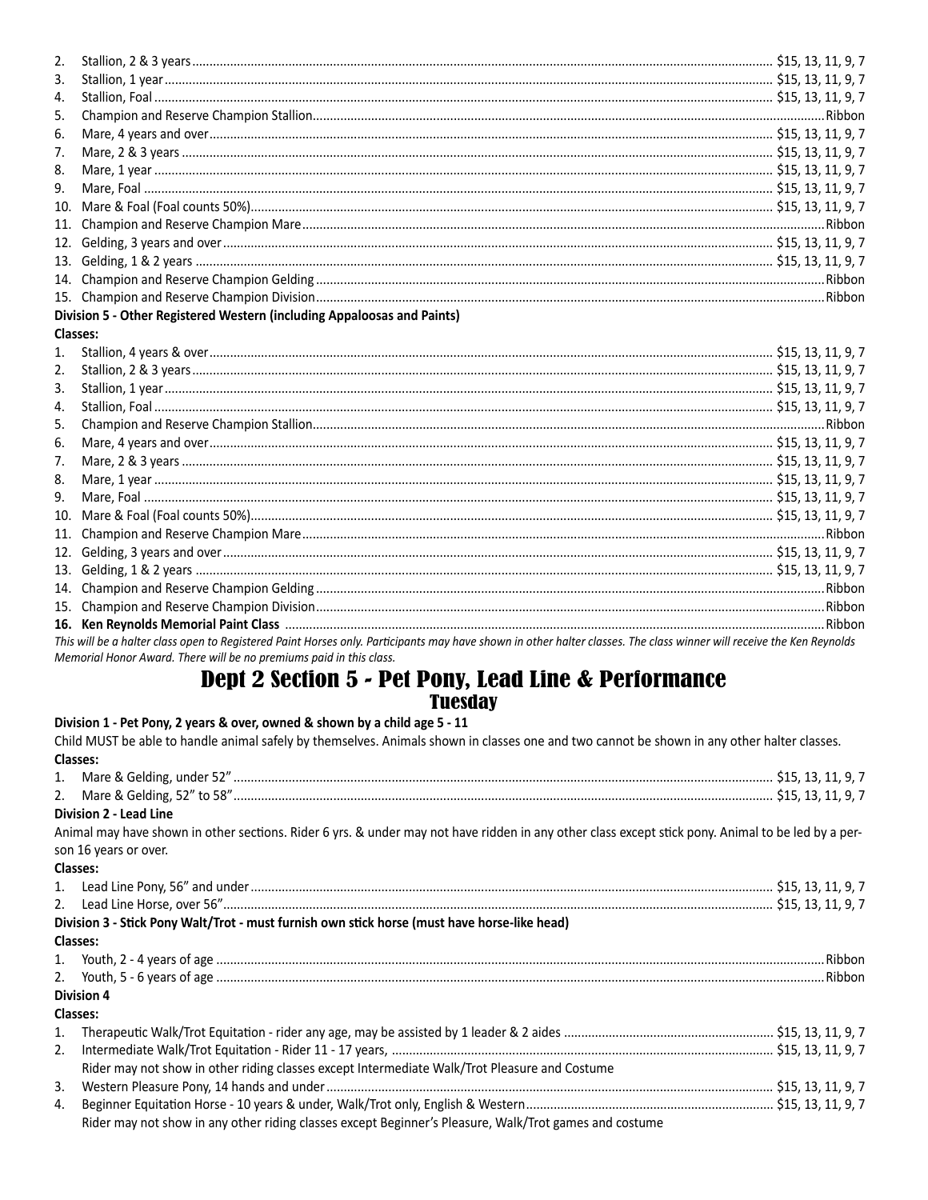2. Stallion, 2 & 3 years ........ $15, 13, 11, 9, 7
3. Stallion, 1 year ........ $15, 13, 11, 9, 7
4. Stallion, Foal ........ $15, 13, 11, 9, 7
5. Champion and Reserve Champion Stallion ........ Ribbon
6. Mare, 4 years and over ........ $15, 13, 11, 9, 7
7. Mare, 2 & 3 years ........ $15, 13, 11, 9, 7
8. Mare, 1 year ........ $15, 13, 11, 9, 7
9. Mare, Foal ........ $15, 13, 11, 9, 7
10. Mare & Foal (Foal counts 50%) ........ $15, 13, 11, 9, 7
11. Champion and Reserve Champion Mare ........ Ribbon
12. Gelding, 3 years and over ........ $15, 13, 11, 9, 7
13. Gelding, 1 & 2 years ........ $15, 13, 11, 9, 7
14. Champion and Reserve Champion Gelding ........ Ribbon
15. Champion and Reserve Champion Division ........ Ribbon

**Division 5 - Other Registered Western (including Appaloosas and Paints)**

**Classes:**

1. Stallion, 4 years & over ........ $15, 13, 11, 9, 7
2. Stallion, 2 & 3 years ........ $15, 13, 11, 9, 7
3. Stallion, 1 year ........ $15, 13, 11, 9, 7
4. Stallion, Foal ........ $15, 13, 11, 9, 7
5. Champion and Reserve Champion Stallion ........ Ribbon
6. Mare, 4 years and over ........ $15, 13, 11, 9, 7
7. Mare, 2 & 3 years ........ $15, 13, 11, 9, 7
8. Mare, 1 year ........ $15, 13, 11, 9, 7
9. Mare, Foal ........ $15, 13, 11, 9, 7
10. Mare & Foal (Foal counts 50%) ........ $15, 13, 11, 9, 7
11. Champion and Reserve Champion Mare ........ Ribbon
12. Gelding, 3 years and over ........ $15, 13, 11, 9, 7
13. Gelding, 1 & 2 years ........ $15, 13, 11, 9, 7
14. Champion and Reserve Champion Gelding ........ Ribbon
15. Champion and Reserve Champion Division ........ Ribbon
16. **Ken Reynolds Memorial Paint Class** ........ Ribbon

*This will be a halter class open to Registered Paint Horses only. Participants may have shown in other halter classes. The class winner will receive the Ken Reynolds Memorial Honor Award. There will be no premiums paid in this class.*

# Dept 2 Section 5 - Pet Pony, Lead Line & Performance

## Tuesday

**Division 1 - Pet Pony, 2 years & over, owned & shown by a child age 5 - 11**

Child MUST be able to handle animal safely by themselves. Animals shown in classes one and two cannot be shown in any other halter classes.

**Classes:**

1. Mare & Gelding, under 52" ........ $15, 13, 11, 9, 7
2. Mare & Gelding, 52" to 58" ........ $15, 13, 11, 9, 7

**Division 2 - Lead Line**

Animal may have shown in other sections. Rider 6 yrs. & under may not have ridden in any other class except stick pony. Animal to be led by a person 16 years or over.

**Classes:**

1. Lead Line Pony, 56" and under ........ $15, 13, 11, 9, 7
2. Lead Line Horse, over 56" ........ $15, 13, 11, 9, 7

**Division 3 - Stick Pony Walt/Trot - must furnish own stick horse (must have horse-like head)**

**Classes:**

1. Youth, 2 - 4 years of age ........ Ribbon
2. Youth, 5 - 6 years of age ........ Ribbon

**Division 4**

**Classes:**

1. Therapeutic Walk/Trot Equitation - rider any age, may be assisted by 1 leader & 2 aides ........ $15, 13, 11, 9, 7
2. Intermediate Walk/Trot Equitation - Rider 11 - 17 years, ........ $15, 13, 11, 9, 7
   Rider may not show in other riding classes except Intermediate Walk/Trot Pleasure and Costume
3. Western Pleasure Pony, 14 hands and under ........ $15, 13, 11, 9, 7
4. Beginner Equitation Horse - 10 years & under, Walk/Trot only, English & Western ........ $15, 13, 11, 9, 7
   Rider may not show in any other riding classes except Beginner's Pleasure, Walk/Trot games and costume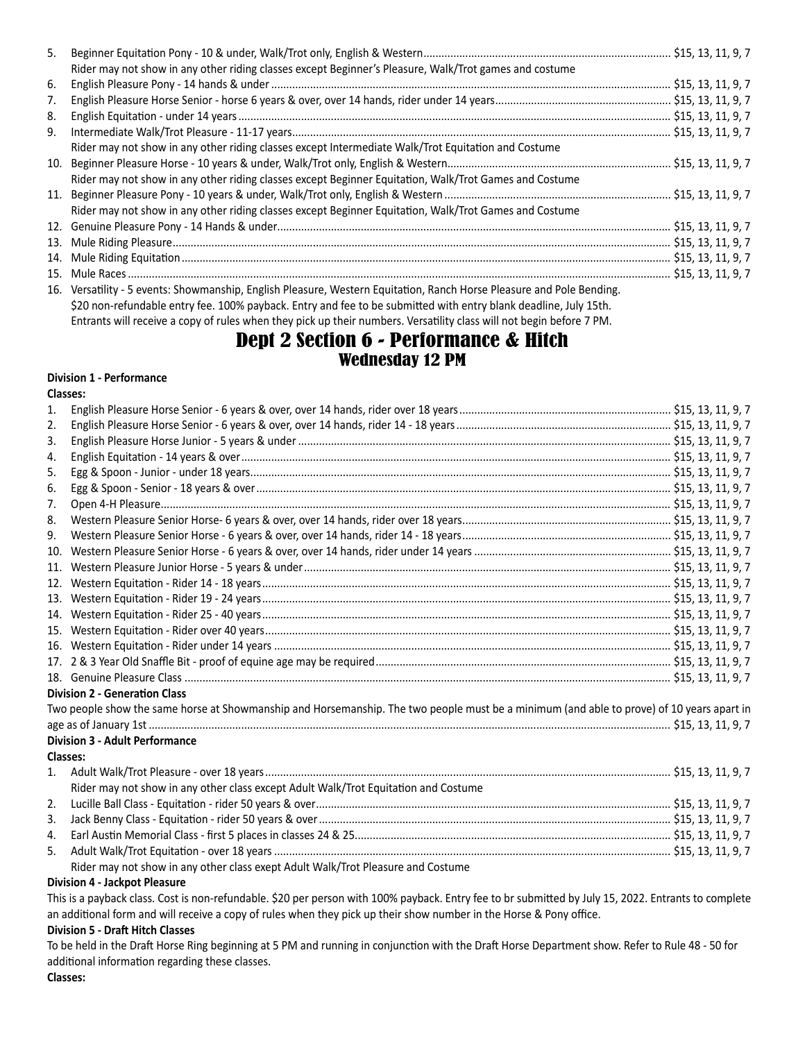5. Beginner Equitation Pony - 10 & under, Walk/Trot only, English & Western .......... $15, 13, 11, 9, 7
   Rider may not show in any other riding classes except Beginner's Pleasure, Walk/Trot games and costume
6. English Pleasure Pony - 14 hands & under .......... $15, 13, 11, 9, 7
7. English Pleasure Horse Senior - horse 6 years & over, over 14 hands, rider under 14 years .......... $15, 13, 11, 9, 7
8. English Equitation - under 14 years .......... $15, 13, 11, 9, 7
9. Intermediate Walk/Trot Pleasure - 11-17 years .......... $15, 13, 11, 9, 7
   Rider may not show in any other riding classes except Intermediate Walk/Trot Equitation and Costume
10. Beginner Pleasure Horse - 10 years & under, Walk/Trot only, English & Western .......... $15, 13, 11, 9, 7
    Rider may not show in any other riding classes except Beginner Equitation, Walk/Trot Games and Costume
11. Beginner Pleasure Pony - 10 years & under, Walk/Trot only, English & Western .......... $15, 13, 11, 9, 7
    Rider may not show in any other riding classes except Beginner Equitation, Walk/Trot Games and Costume
12. Genuine Pleasure Pony - 14 Hands & under .......... $15, 13, 11, 9, 7
13. Mule Riding Pleasure .......... $15, 13, 11, 9, 7
14. Mule Riding Equitation .......... $15, 13, 11, 9, 7
15. Mule Races .......... $15, 13, 11, 9, 7
16. Versatility - 5 events: Showmanship, English Pleasure, Western Equitation, Ranch Horse Pleasure and Pole Bending.
    $20 non-refundable entry fee. 100% payback. Entry and fee to be submitted with entry blank deadline, July 15th.
    Entrants will receive a copy of rules when they pick up their numbers. Versatility class will not begin before 7 PM.

# Dept 2 Section 6 - Performance & Hitch

## Wednesday 12 PM

**Division 1 - Performance**

**Classes:**

1. English Pleasure Horse Senior - 6 years & over, over 14 hands, rider over 18 years .......... $15, 13, 11, 9, 7
2. English Pleasure Horse Senior - 6 years & over, over 14 hands, rider 14 - 18 years .......... $15, 13, 11, 9, 7
3. English Pleasure Horse Junior - 5 years & under .......... $15, 13, 11, 9, 7
4. English Equitation - 14 years & over .......... $15, 13, 11, 9, 7
5. Egg & Spoon - Junior - under 18 years .......... $15, 13, 11, 9, 7
6. Egg & Spoon - Senior - 18 years & over .......... $15, 13, 11, 9, 7
7. Open 4-H Pleasure .......... $15, 13, 11, 9, 7
8. Western Pleasure Senior Horse- 6 years & over, over 14 hands, rider over 18 years .......... $15, 13, 11, 9, 7
9. Western Pleasure Senior Horse - 6 years & over, over 14 hands, rider 14 - 18 years .......... $15, 13, 11, 9, 7
10. Western Pleasure Senior Horse - 6 years & over, over 14 hands, rider under 14 years .......... $15, 13, 11, 9, 7
11. Western Pleasure Junior Horse - 5 years & under .......... $15, 13, 11, 9, 7
12. Western Equitation - Rider 14 - 18 years .......... $15, 13, 11, 9, 7
13. Western Equitation - Rider 19 - 24 years .......... $15, 13, 11, 9, 7
14. Western Equitation - Rider 25 - 40 years .......... $15, 13, 11, 9, 7
15. Western Equitation - Rider over 40 years .......... $15, 13, 11, 9, 7
16. Western Equitation - Rider under 14 years .......... $15, 13, 11, 9, 7
17. 2 & 3 Year Old Snaffle Bit - proof of equine age may be required .......... $15, 13, 11, 9, 7
18. Genuine Pleasure Class .......... $15, 13, 11, 9, 7

**Division 2 - Generation Class**

Two people show the same horse at Showmanship and Horsemanship. The two people must be a minimum (and able to prove) of 10 years apart in age as of January 1st .......... $15, 13, 11, 9, 7

**Division 3 - Adult Performance**

**Classes:**

1. Adult Walk/Trot Pleasure - over 18 years .......... $15, 13, 11, 9, 7
   Rider may not show in any other class except Adult Walk/Trot Equitation and Costume
2. Lucille Ball Class - Equitation - rider 50 years & over .......... $15, 13, 11, 9, 7
3. Jack Benny Class - Equitation - rider 50 years & over .......... $15, 13, 11, 9, 7
4. Earl Austin Memorial Class - first 5 places in classes 24 & 25 .......... $15, 13, 11, 9, 7
5. Adult Walk/Trot Equitation - over 18 years .......... $15, 13, 11, 9, 7
   Rider may not show in any other class exept Adult Walk/Trot Pleasure and Costume

**Division 4 - Jackpot Pleasure**

This is a payback class. Cost is non-refundable. $20 per person with 100% payback. Entry fee to br submitted by July 15, 2022. Entrants to complete an additional form and will receive a copy of rules when they pick up their show number in the Horse & Pony office.

**Division 5 - Draft Hitch Classes**

To be held in the Draft Horse Ring beginning at 5 PM and running in conjunction with the Draft Horse Department show. Refer to Rule 48 - 50 for additional information regarding these classes.

**Classes:**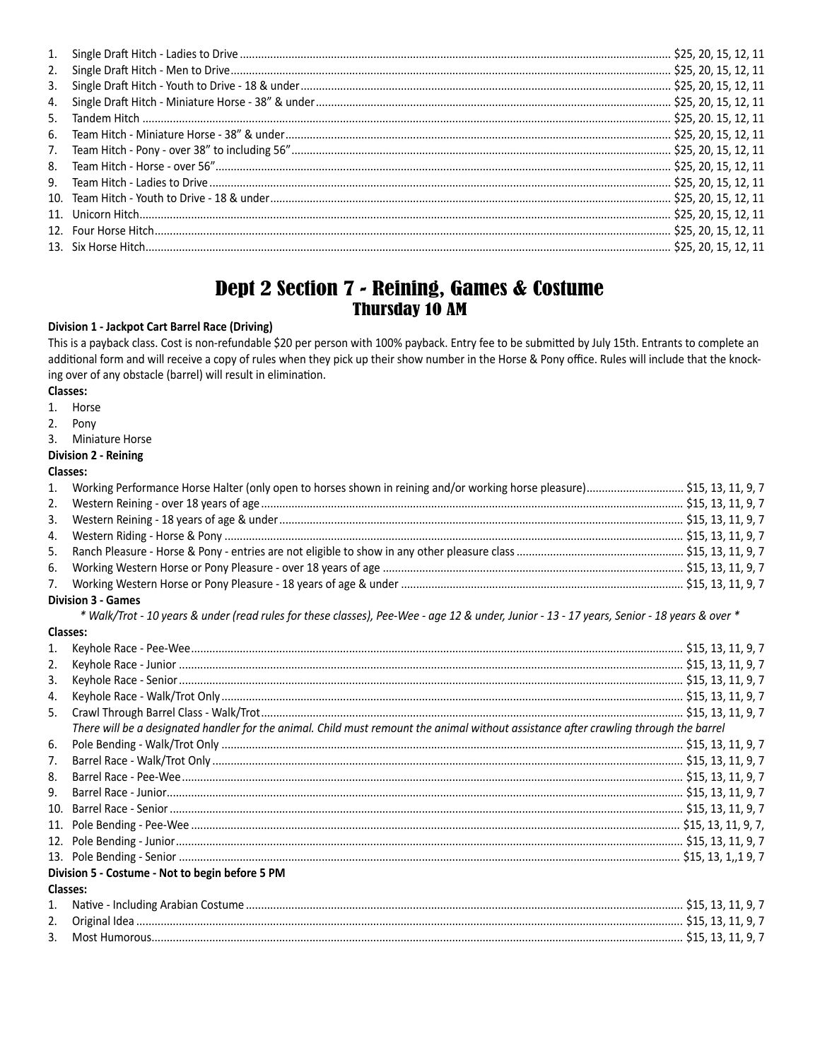1. Single Draft Hitch - Ladies to Drive .......... $25, 20, 15, 12, 11
2. Single Draft Hitch - Men to Drive .......... $25, 20, 15, 12, 11
3. Single Draft Hitch - Youth to Drive - 18 & under .......... $25, 20, 15, 12, 11
4. Single Draft Hitch - Miniature Horse - 38" & under .......... $25, 20, 15, 12, 11
5. Tandem Hitch .......... $25, 20. 15, 12, 11
6. Team Hitch - Miniature Horse - 38" & under .......... $25, 20, 15, 12, 11
7. Team Hitch - Pony - over 38" to including 56" .......... $25, 20, 15, 12, 11
8. Team Hitch - Horse - over 56" .......... $25, 20, 15, 12, 11
9. Team Hitch - Ladies to Drive .......... $25, 20, 15, 12, 11
10. Team Hitch - Youth to Drive - 18 & under .......... $25, 20, 15, 12, 11
11. Unicorn Hitch .......... $25, 20, 15, 12, 11
12. Four Horse Hitch .......... $25, 20, 15, 12, 11
13. Six Horse Hitch .......... $25, 20, 15, 12, 11

# Dept 2 Section 7 - Reining, Games & Costume

## Thursday 10 AM

**Division 1 - Jackpot Cart Barrel Race (Driving)**

This is a payback class. Cost is non-refundable $20 per person with 100% payback. Entry fee to be submitted by July 15th. Entrants to complete an additional form and will receive a copy of rules when they pick up their show number in the Horse & Pony office. Rules will include that the knocking over of any obstacle (barrel) will result in elimination.

**Classes:**

1. Horse
2. Pony
3. Miniature Horse

**Division 2 - Reining**

**Classes:**

1. Working Performance Horse Halter (only open to horses shown in reining and/or working horse pleasure) .......... $15, 13, 11, 9, 7
2. Western Reining - over 18 years of age .......... $15, 13, 11, 9, 7
3. Western Reining - 18 years of age & under .......... $15, 13, 11, 9, 7
4. Western Riding - Horse & Pony .......... $15, 13, 11, 9, 7
5. Ranch Pleasure - Horse & Pony - entries are not eligible to show in any other pleasure class .......... $15, 13, 11, 9, 7
6. Working Western Horse or Pony Pleasure - over 18 years of age .......... $15, 13, 11, 9, 7
7. Working Western Horse or Pony Pleasure - 18 years of age & under .......... $15, 13, 11, 9, 7

**Division 3 - Games**

*\* Walk/Trot - 10 years & under (read rules for these classes), Pee-Wee - age 12 & under, Junior - 13 - 17 years, Senior - 18 years & over \**

**Classes:**

1. Keyhole Race - Pee-Wee .......... $15, 13, 11, 9, 7
2. Keyhole Race - Junior .......... $15, 13, 11, 9, 7
3. Keyhole Race - Senior .......... $15, 13, 11, 9, 7
4. Keyhole Race - Walk/Trot Only .......... $15, 13, 11, 9, 7
5. Crawl Through Barrel Class - Walk/Trot .......... $15, 13, 11, 9, 7
   *There will be a designated handler for the animal. Child must remount the animal without assistance after crawling through the barrel*
6. Pole Bending - Walk/Trot Only .......... $15, 13, 11, 9, 7
7. Barrel Race - Walk/Trot Only .......... $15, 13, 11, 9, 7
8. Barrel Race - Pee-Wee .......... $15, 13, 11, 9, 7
9. Barrel Race - Junior .......... $15, 13, 11, 9, 7
10. Barrel Race - Senior .......... $15, 13, 11, 9, 7
11. Pole Bending - Pee-Wee .......... $15, 13, 11, 9, 7,
12. Pole Bending - Junior .......... $15, 13, 11, 9, 7
13. Pole Bending - Senior .......... $15, 13, 1,,1 9, 7

**Division 5 - Costume - Not to begin before 5 PM**

**Classes:**

1. Native - Including Arabian Costume .......... $15, 13, 11, 9, 7
2. Original Idea .......... $15, 13, 11, 9, 7
3. Most Humorous .......... $15, 13, 11, 9, 7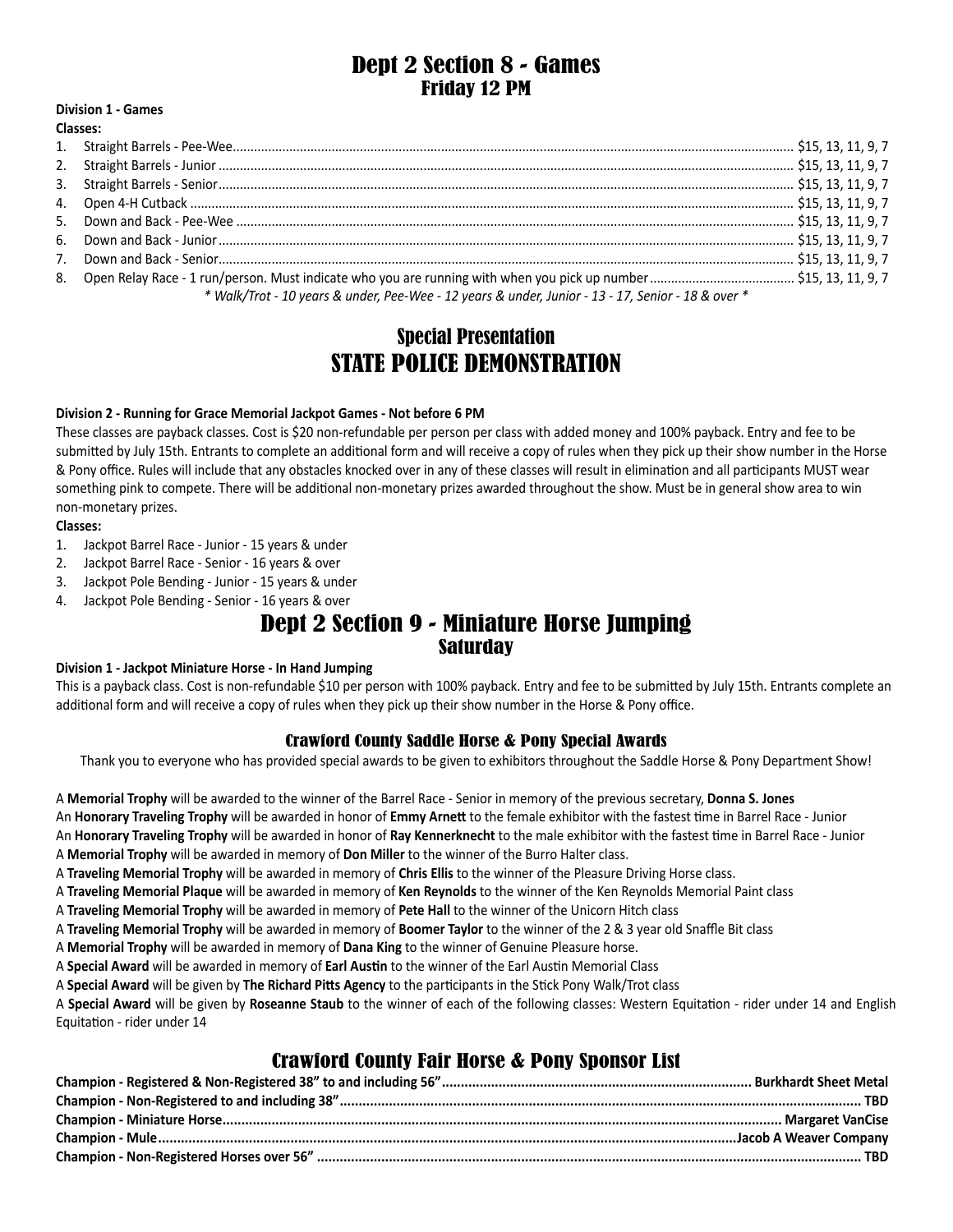# Dept 2 Section 8 - Games
## Friday 12 PM

**Division 1 - Games**

**Classes:**

1. Straight Barrels - Pee-Wee............ $15, 13, 11, 9, 7
2. Straight Barrels - Junior............ $15, 13, 11, 9, 7
3. Straight Barrels - Senior............ $15, 13, 11, 9, 7
4. Open 4-H Cutback............ $15, 13, 11, 9, 7
5. Down and Back - Pee-Wee............ $15, 13, 11, 9, 7
6. Down and Back - Junior............ $15, 13, 11, 9, 7
7. Down and Back - Senior............ $15, 13, 11, 9, 7
8. Open Relay Race - 1 run/person. Must indicate who you are running with when you pick up number............ $15, 13, 11, 9, 7

*\* Walk/Trot - 10 years & under, Pee-Wee - 12 years & under, Junior - 13 - 17, Senior - 18 & over \**

## Special Presentation
## STATE POLICE DEMONSTRATION

**Division 2 - Running for Grace Memorial Jackpot Games - Not before 6 PM**

These classes are payback classes. Cost is $20 non-refundable per person per class with added money and 100% payback. Entry and fee to be submitted by July 15th. Entrants to complete an additional form and will receive a copy of rules when they pick up their show number in the Horse & Pony office. Rules will include that any obstacles knocked over in any of these classes will result in elimination and all participants MUST wear something pink to compete. There will be additional non-monetary prizes awarded throughout the show. Must be in general show area to win non-monetary prizes.

**Classes:**

1. Jackpot Barrel Race - Junior - 15 years & under
2. Jackpot Barrel Race - Senior - 16 years & over
3. Jackpot Pole Bending - Junior - 15 years & under
4. Jackpot Pole Bending - Senior - 16 years & over

# Dept 2 Section 9 - Miniature Horse Jumping
## Saturday

**Division 1 - Jackpot Miniature Horse - In Hand Jumping**

This is a payback class. Cost is non-refundable $10 per person with 100% payback. Entry and fee to be submitted by July 15th. Entrants complete an additional form and will receive a copy of rules when they pick up their show number in the Horse & Pony office.

### Crawford County Saddle Horse & Pony Special Awards

Thank you to everyone who has provided special awards to be given to exhibitors throughout the Saddle Horse & Pony Department Show!

A **Memorial Trophy** will be awarded to the winner of the Barrel Race - Senior in memory of the previous secretary, **Donna S. Jones**

An **Honorary Traveling Trophy** will be awarded in honor of **Emmy Arnett** to the female exhibitor with the fastest time in Barrel Race - Junior

An **Honorary Traveling Trophy** will be awarded in honor of **Ray Kennerknecht** to the male exhibitor with the fastest time in Barrel Race - Junior

A **Memorial Trophy** will be awarded in memory of **Don Miller** to the winner of the Burro Halter class.

A **Traveling Memorial Trophy** will be awarded in memory of **Chris Ellis** to the winner of the Pleasure Driving Horse class.

A **Traveling Memorial Plaque** will be awarded in memory of **Ken Reynolds** to the winner of the Ken Reynolds Memorial Paint class

A **Traveling Memorial Trophy** will be awarded in memory of **Pete Hall** to the winner of the Unicorn Hitch class

A **Traveling Memorial Trophy** will be awarded in memory of **Boomer Taylor** to the winner of the 2 & 3 year old Snaffle Bit class

A **Memorial Trophy** will be awarded in memory of **Dana King** to the winner of Genuine Pleasure horse.

A **Special Award** will be awarded in memory of **Earl Austin** to the winner of the Earl Austin Memorial Class

A **Special Award** will be given by **The Richard Pitts Agency** to the participants in the Stick Pony Walk/Trot class

A **Special Award** will be given by **Roseanne Staub** to the winner of each of the following classes: Western Equitation - rider under 14 and English Equitation - rider under 14

## Crawford County Fair Horse & Pony Sponsor List

**Champion - Registered & Non-Registered 38" to and including 56"............ Burkhardt Sheet Metal**
**Champion - Non-Registered to and including 38"............ TBD**
**Champion - Miniature Horse............ Margaret VanCise**
**Champion - Mule............ Jacob A Weaver Company**
**Champion - Non-Registered Horses over 56"............ TBD**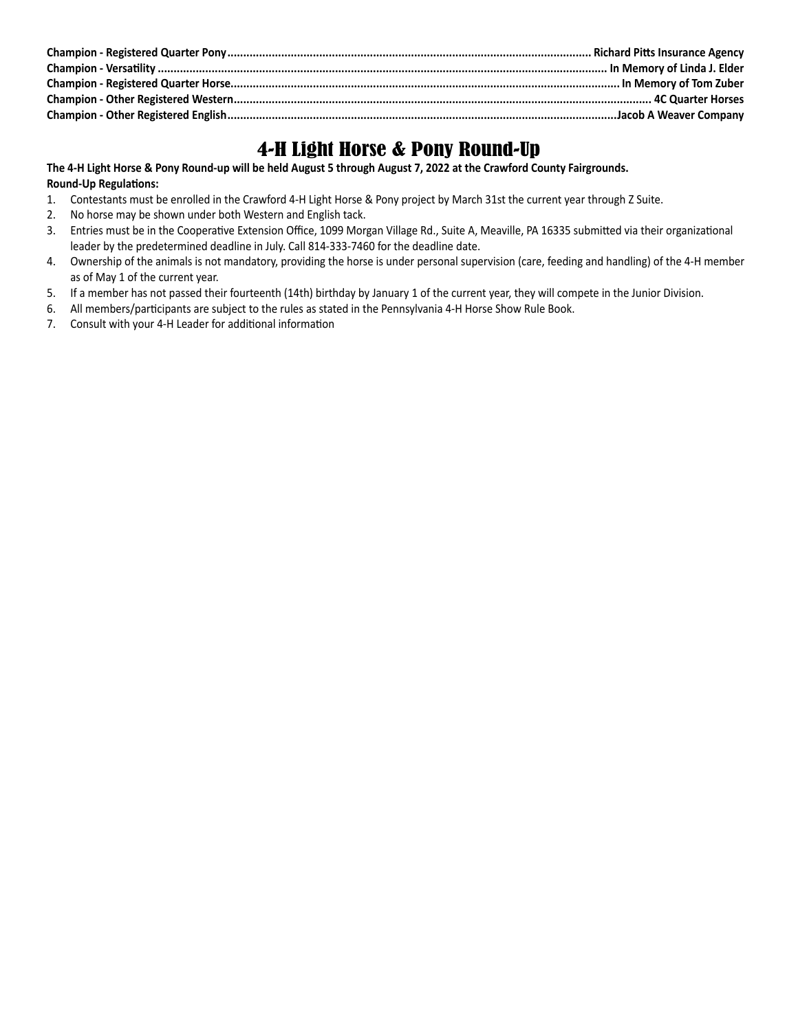**Champion - Registered Quarter Pony** .................................................. **Richard Pitts Insurance Agency**
**Champion - Versatility** .................................................. **In Memory of Linda J. Elder**
**Champion - Registered Quarter Horse** .................................................. **In Memory of Tom Zuber**
**Champion - Other Registered Western** .................................................. **4C Quarter Horses**
**Champion - Other Registered English** .................................................. **Jacob A Weaver Company**

# 4-H Light Horse & Pony Round-Up

**The 4-H Light Horse & Pony Round-up will be held August 5 through August 7, 2022 at the Crawford County Fairgrounds.**
**Round-Up Regulations:**

1. Contestants must be enrolled in the Crawford 4-H Light Horse & Pony project by March 31st the current year through Z Suite.
2. No horse may be shown under both Western and English tack.
3. Entries must be in the Cooperative Extension Office, 1099 Morgan Village Rd., Suite A, Meaville, PA 16335 submitted via their organizational leader by the predetermined deadline in July. Call 814-333-7460 for the deadline date.
4. Ownership of the animals is not mandatory, providing the horse is under personal supervision (care, feeding and handling) of the 4-H member as of May 1 of the current year.
5. If a member has not passed their fourteenth (14th) birthday by January 1 of the current year, they will compete in the Junior Division.
6. All members/participants are subject to the rules as stated in the Pennsylvania 4-H Horse Show Rule Book.
7. Consult with your 4-H Leader for additional information